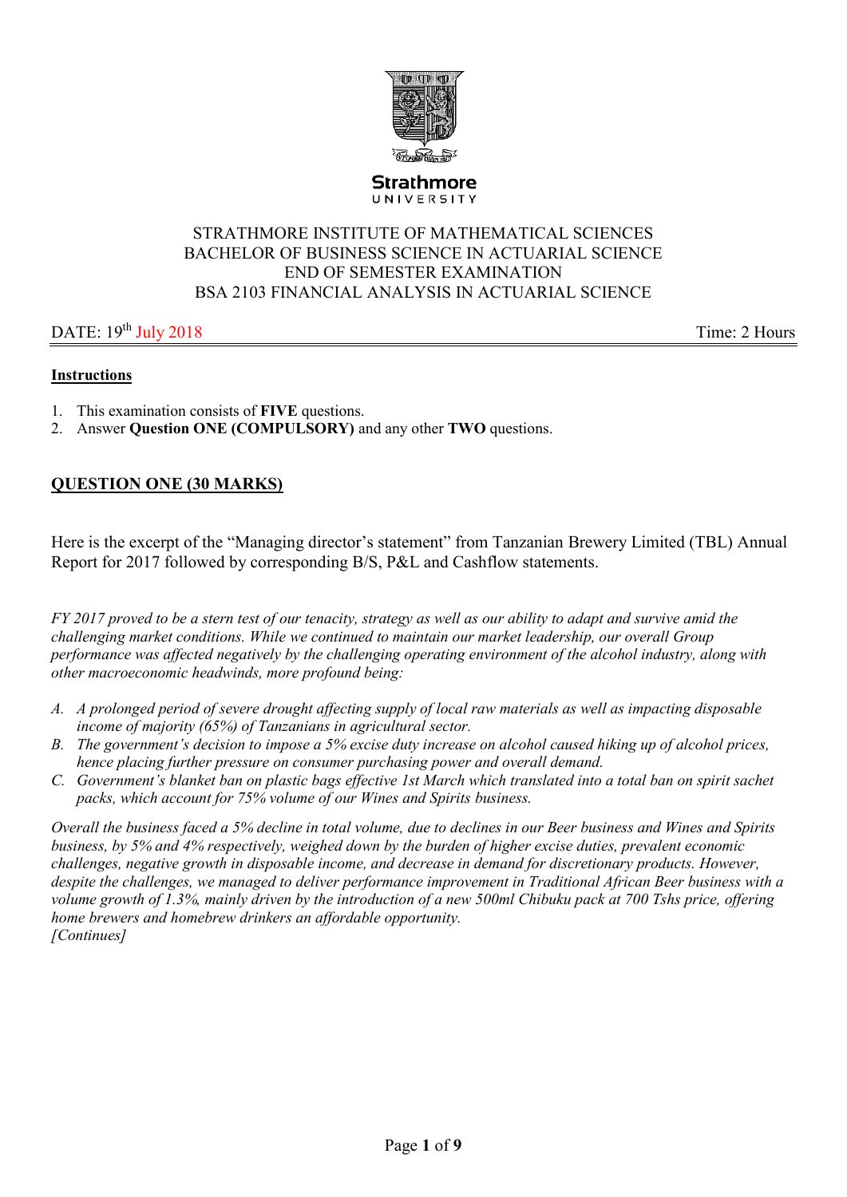Strathmore
UNIVERSITY

STRATHMORE INSTITUTE OF MATHEMATICAL SCIENCES
BACHELOR OF BUSINESS SCIENCE IN ACTUARIAL SCIENCE
END OF SEMESTER EXAMINATION
BSA 2103 FINANCIAL ANALYSIS IN ACTUARIAL SCIENCE

DATE: 19th July 2018 Time: 2 Hours

**Instructions**

1. This examination consists of **FIVE** questions.
2. Answer **Question ONE (COMPULSORY)** and any other **TWO** questions.

## QUESTION ONE (30 MARKS)

Here is the excerpt of the "Managing director's statement" from Tanzanian Brewery Limited (TBL) Annual Report for 2017 followed by corresponding B/S, P&L and Cashflow statements.

*FY 2017 proved to be a stern test of our tenacity, strategy as well as our ability to adapt and survive amid the challenging market conditions. While we continued to maintain our market leadership, our overall Group performance was affected negatively by the challenging operating environment of the alcohol industry, along with other macroeconomic headwinds, more profound being:*

- *A. A prolonged period of severe drought affecting supply of local raw materials as well as impacting disposable income of majority (65%) of Tanzanians in agricultural sector.*
- *B. The government's decision to impose a 5% excise duty increase on alcohol caused hiking up of alcohol prices, hence placing further pressure on consumer purchasing power and overall demand.*
- *C. Government's blanket ban on plastic bags effective 1st March which translated into a total ban on spirit sachet packs, which account for 75% volume of our Wines and Spirits business.*

*Overall the business faced a 5% decline in total volume, due to declines in our Beer business and Wines and Spirits business, by 5% and 4% respectively, weighed down by the burden of higher excise duties, prevalent economic challenges, negative growth in disposable income, and decrease in demand for discretionary products. However, despite the challenges, we managed to deliver performance improvement in Traditional African Beer business with a volume growth of 1.3%, mainly driven by the introduction of a new 500ml Chibuku pack at 700 Tshs price, offering home brewers and homebrew drinkers an affordable opportunity.*
*[Continues]*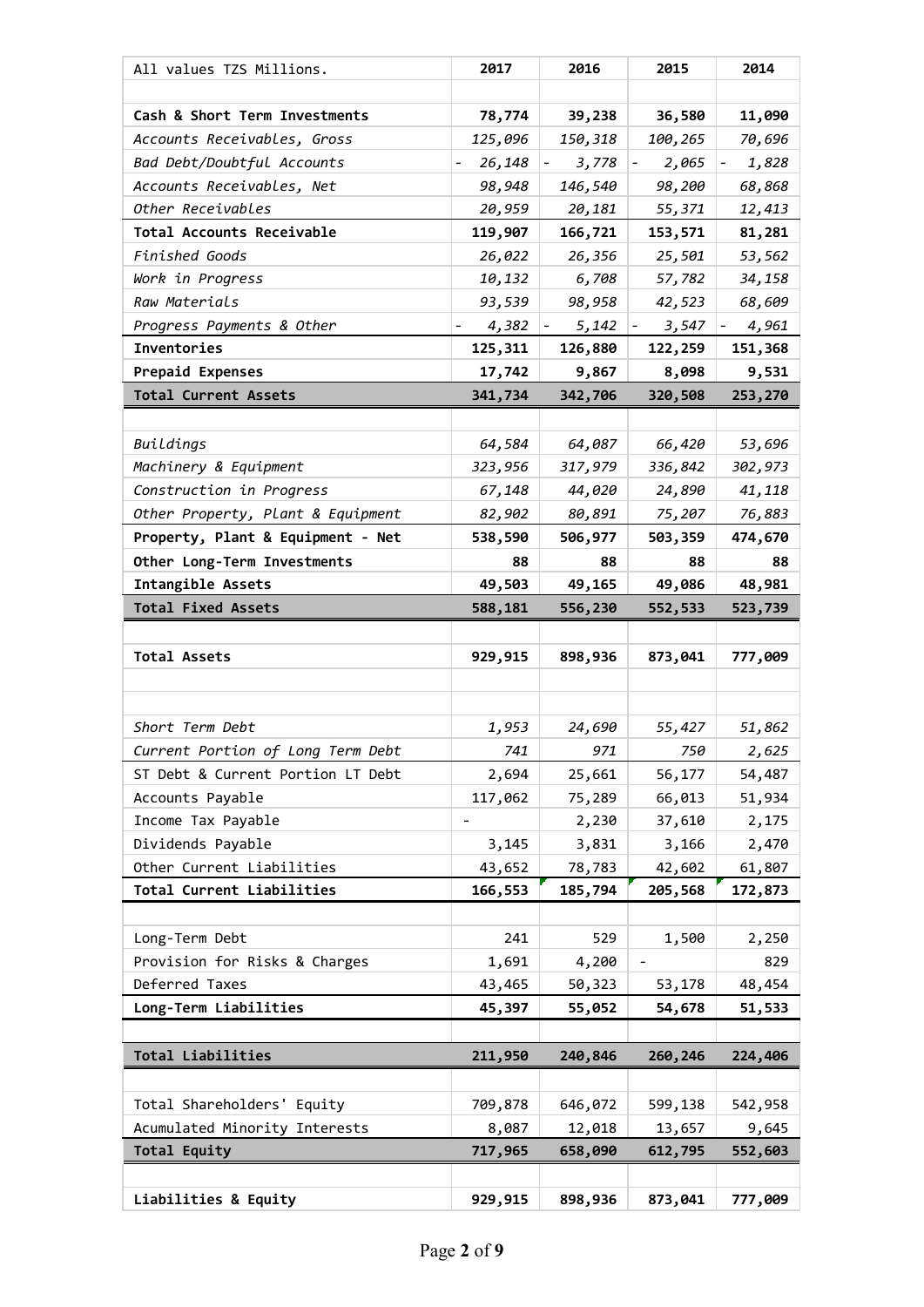| All values TZS Millions. | 2017 | 2016 | 2015 | 2014 |
|---|---|---|---|---|
| | | | | |
| **Cash & Short Term Investments** | **78,774** | **39,238** | **36,580** | **11,090** |
| *Accounts Receivables, Gross* | *125,096* | *150,318* | *100,265* | *70,696* |
| *Bad Debt/Doubtful Accounts* | *- 26,148* | *- 3,778* | *- 2,065* | *- 1,828* |
| *Accounts Receivables, Net* | *98,948* | *146,540* | *98,200* | *68,868* |
| *Other Receivables* | *20,959* | *20,181* | *55,371* | *12,413* |
| **Total Accounts Receivable** | **119,907** | **166,721** | **153,571** | **81,281** |
| *Finished Goods* | *26,022* | *26,356* | *25,501* | *53,562* |
| *Work in Progress* | *10,132* | *6,708* | *57,782* | *34,158* |
| *Raw Materials* | *93,539* | *98,958* | *42,523* | *68,609* |
| *Progress Payments & Other* | *- 4,382* | *- 5,142* | *- 3,547* | *- 4,961* |
| **Inventories** | **125,311** | **126,880** | **122,259** | **151,368** |
| **Prepaid Expenses** | **17,742** | **9,867** | **8,098** | **9,531** |
| **Total Current Assets** | **341,734** | **342,706** | **320,508** | **253,270** |
| | | | | |
| *Buildings* | *64,584* | *64,087* | *66,420* | *53,696* |
| *Machinery & Equipment* | *323,956* | *317,979* | *336,842* | *302,973* |
| *Construction in Progress* | *67,148* | *44,020* | *24,890* | *41,118* |
| *Other Property, Plant & Equipment* | *82,902* | *80,891* | *75,207* | *76,883* |
| **Property, Plant & Equipment - Net** | **538,590** | **506,977** | **503,359** | **474,670** |
| **Other Long-Term Investments** | **88** | **88** | **88** | **88** |
| **Intangible Assets** | **49,503** | **49,165** | **49,086** | **48,981** |
| **Total Fixed Assets** | **588,181** | **556,230** | **552,533** | **523,739** |
| | | | | |
| **Total Assets** | **929,915** | **898,936** | **873,041** | **777,009** |
| | | | | |
| | | | | |
| *Short Term Debt* | *1,953* | *24,690* | *55,427* | *51,862* |
| *Current Portion of Long Term Debt* | *741* | *971* | *750* | *2,625* |
| ST Debt & Current Portion LT Debt | 2,694 | 25,661 | 56,177 | 54,487 |
| Accounts Payable | 117,062 | 75,289 | 66,013 | 51,934 |
| Income Tax Payable | - | 2,230 | 37,610 | 2,175 |
| Dividends Payable | 3,145 | 3,831 | 3,166 | 2,470 |
| Other Current Liabilities | 43,652 | 78,783 | 42,602 | 61,807 |
| **Total Current Liabilities** | **166,553** | **185,794** | **205,568** | **172,873** |
| | | | | |
| Long-Term Debt | 241 | 529 | 1,500 | 2,250 |
| Provision for Risks & Charges | 1,691 | 4,200 | - | 829 |
| Deferred Taxes | 43,465 | 50,323 | 53,178 | 48,454 |
| **Long-Term Liabilities** | **45,397** | **55,052** | **54,678** | **51,533** |
| | | | | |
| **Total Liabilities** | **211,950** | **240,846** | **260,246** | **224,406** |
| | | | | |
| Total Shareholders' Equity | 709,878 | 646,072 | 599,138 | 542,958 |
| Acumulated Minority Interests | 8,087 | 12,018 | 13,657 | 9,645 |
| **Total Equity** | **717,965** | **658,090** | **612,795** | **552,603** |
| | | | | |
| **Liabilities & Equity** | **929,915** | **898,936** | **873,041** | **777,009** |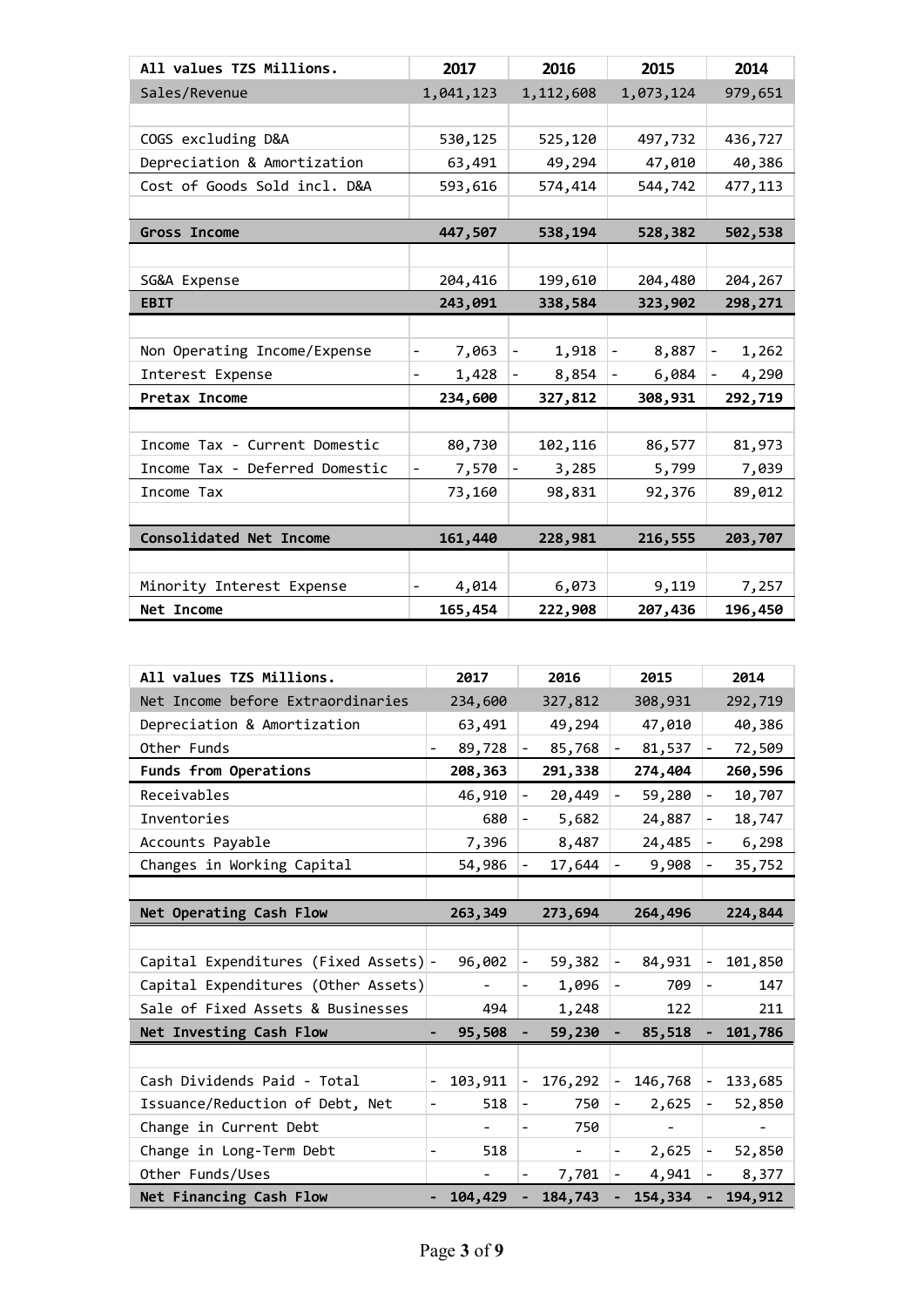| All values TZS Millions. | 2017 | 2016 | 2015 | 2014 |
|---|---|---|---|---|
| Sales/Revenue | 1,041,123 | 1,112,608 | 1,073,124 | 979,651 |
| | | | | |
| COGS excluding D&A | 530,125 | 525,120 | 497,732 | 436,727 |
| Depreciation & Amortization | 63,491 | 49,294 | 47,010 | 40,386 |
| Cost of Goods Sold incl. D&A | 593,616 | 574,414 | 544,742 | 477,113 |
| | | | | |
| **Gross Income** | **447,507** | **538,194** | **528,382** | **502,538** |
| | | | | |
| SG&A Expense | 204,416 | 199,610 | 204,480 | 204,267 |
| **EBIT** | **243,091** | **338,584** | **323,902** | **298,271** |
| | | | | |
| Non Operating Income/Expense | - 7,063 | - 1,918 | - 8,887 | - 1,262 |
| Interest Expense | - 1,428 | - 8,854 | - 6,084 | - 4,290 |
| **Pretax Income** | **234,600** | **327,812** | **308,931** | **292,719** |
| | | | | |
| Income Tax - Current Domestic | 80,730 | 102,116 | 86,577 | 81,973 |
| Income Tax - Deferred Domestic | - 7,570 | - 3,285 | 5,799 | 7,039 |
| Income Tax | 73,160 | 98,831 | 92,376 | 89,012 |
| | | | | |
| **Consolidated Net Income** | **161,440** | **228,981** | **216,555** | **203,707** |
| | | | | |
| Minority Interest Expense | - 4,014 | 6,073 | 9,119 | 7,257 |
| **Net Income** | **165,454** | **222,908** | **207,436** | **196,450** |

| All values TZS Millions. | 2017 | 2016 | 2015 | 2014 |
|---|---|---|---|---|
| Net Income before Extraordinaries | 234,600 | 327,812 | 308,931 | 292,719 |
| Depreciation & Amortization | 63,491 | 49,294 | 47,010 | 40,386 |
| Other Funds | - 89,728 | - 85,768 | - 81,537 | - 72,509 |
| **Funds from Operations** | **208,363** | **291,338** | **274,404** | **260,596** |
| Receivables | 46,910 | - 20,449 | - 59,280 | - 10,707 |
| Inventories | 680 | - 5,682 | 24,887 | - 18,747 |
| Accounts Payable | 7,396 | 8,487 | 24,485 | - 6,298 |
| Changes in Working Capital | 54,986 | - 17,644 | - 9,908 | - 35,752 |
| | | | | |
| **Net Operating Cash Flow** | **263,349** | **273,694** | **264,496** | **224,844** |
| | | | | |
| Capital Expenditures (Fixed Assets) | - 96,002 | - 59,382 | - 84,931 | - 101,850 |
| Capital Expenditures (Other Assets) | - | - 1,096 | - 709 | - 147 |
| Sale of Fixed Assets & Businesses | 494 | 1,248 | 122 | 211 |
| **Net Investing Cash Flow** | **- 95,508** | **- 59,230** | **- 85,518** | **- 101,786** |
| | | | | |
| Cash Dividends Paid - Total | - 103,911 | - 176,292 | - 146,768 | - 133,685 |
| Issuance/Reduction of Debt, Net | - 518 | - 750 | - 2,625 | - 52,850 |
| Change in Current Debt | - | - 750 | - | - |
| Change in Long-Term Debt | - 518 | - | - 2,625 | - 52,850 |
| Other Funds/Uses | - | - 7,701 | - 4,941 | - 8,377 |
| **Net Financing Cash Flow** | **- 104,429** | **- 184,743** | **- 154,334** | **- 194,912** |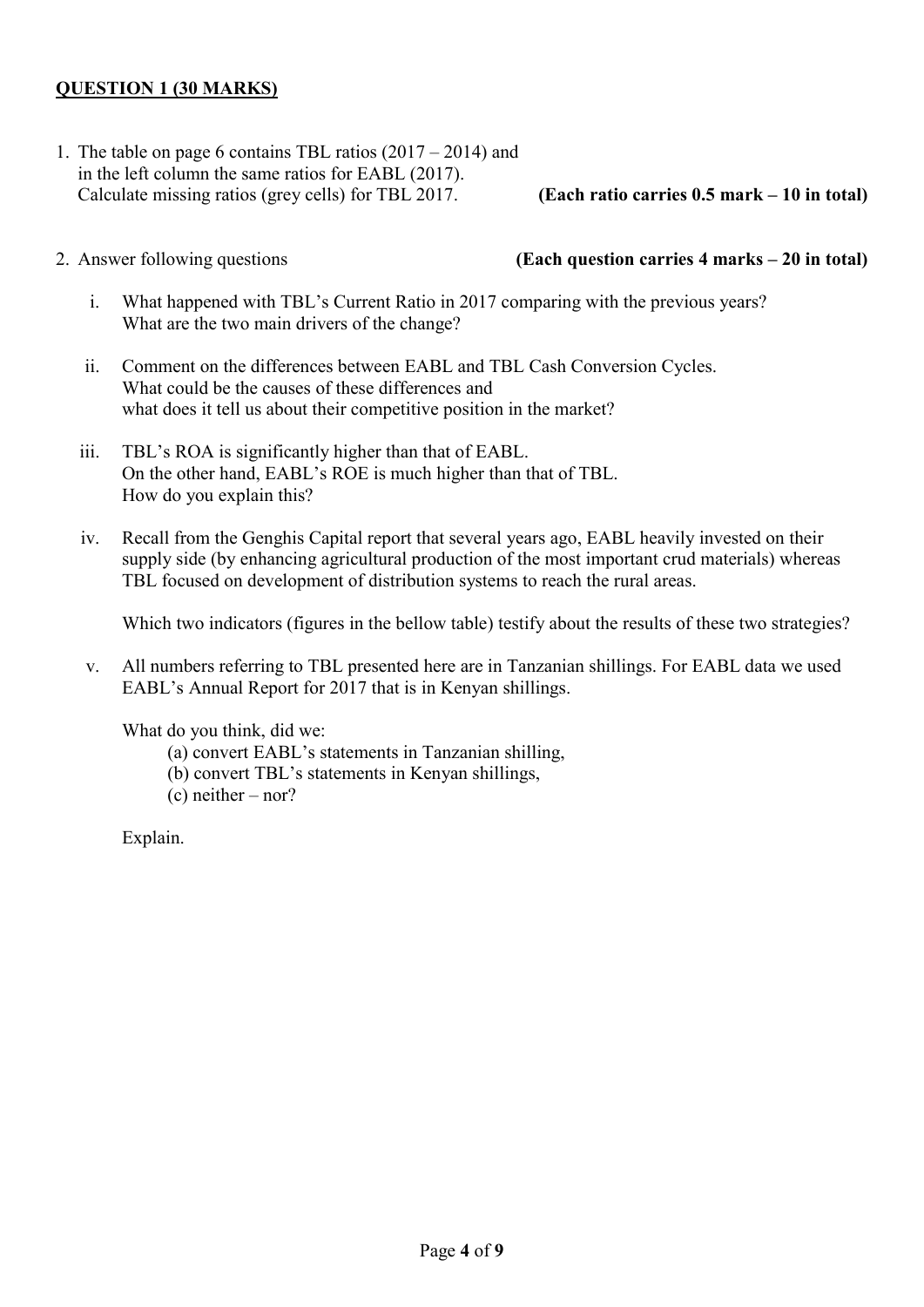**<u>QUESTION 1 (30 MARKS)</u>**

1. The table on page 6 contains TBL ratios (2017 – 2014) and in the left column the same ratios for EABL (2017). Calculate missing ratios (grey cells) for TBL 2017. **(Each ratio carries 0.5 mark – 10 in total)**

2. Answer following questions **(Each question carries 4 marks – 20 in total)**

   i. What happened with TBL's Current Ratio in 2017 comparing with the previous years? What are the two main drivers of the change?

   ii. Comment on the differences between EABL and TBL Cash Conversion Cycles. What could be the causes of these differences and what does it tell us about their competitive position in the market?

   iii. TBL's ROA is significantly higher than that of EABL. On the other hand, EABL's ROE is much higher than that of TBL. How do you explain this?

   iv. Recall from the Genghis Capital report that several years ago, EABL heavily invested on their supply side (by enhancing agricultural production of the most important crud materials) whereas TBL focused on development of distribution systems to reach the rural areas.

      Which two indicators (figures in the bellow table) testify about the results of these two strategies?

   v. All numbers referring to TBL presented here are in Tanzanian shillings. For EABL data we used EABL's Annual Report for 2017 that is in Kenyan shillings.

      What do you think, did we:

      (a) convert EABL's statements in Tanzanian shilling,
      (b) convert TBL's statements in Kenyan shillings,
      (c) neither – nor?

      Explain.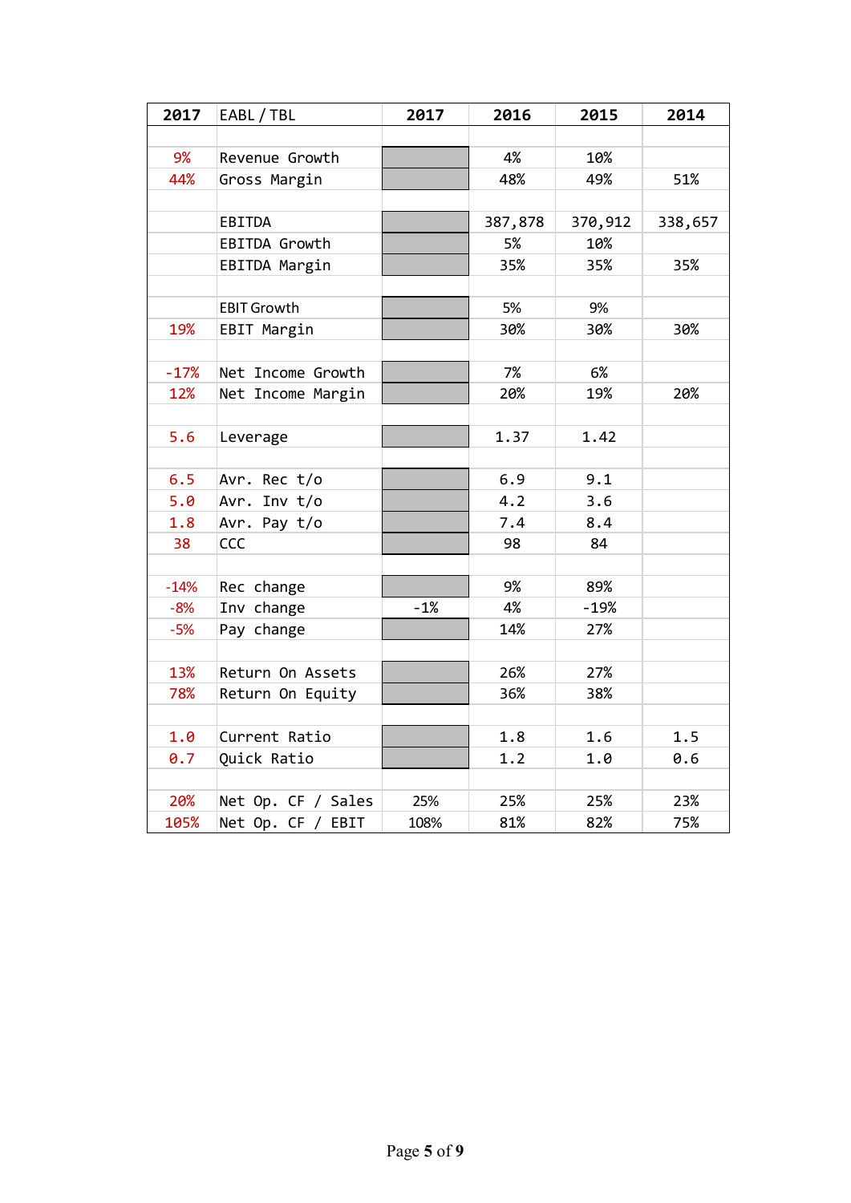| 2017 | EABL / TBL | 2017 | 2016 | 2015 | 2014 |
|---|---|---|---|---|---|
| | | | | | |
| 9% | Revenue Growth | | 4% | 10% | |
| 44% | Gross Margin | | 48% | 49% | 51% |
| | | | | | |
| | EBITDA | | 387,878 | 370,912 | 338,657 |
| | EBITDA Growth | | 5% | 10% | |
| | EBITDA Margin | | 35% | 35% | 35% |
| | | | | | |
| | EBIT Growth | | 5% | 9% | |
| 19% | EBIT Margin | | 30% | 30% | 30% |
| | | | | | |
| -17% | Net Income Growth | | 7% | 6% | |
| 12% | Net Income Margin | | 20% | 19% | 20% |
| | | | | | |
| 5.6 | Leverage | | 1.37 | 1.42 | |
| | | | | | |
| 6.5 | Avr. Rec t/o | | 6.9 | 9.1 | |
| 5.0 | Avr. Inv t/o | | 4.2 | 3.6 | |
| 1.8 | Avr. Pay t/o | | 7.4 | 8.4 | |
| 38 | CCC | | 98 | 84 | |
| | | | | | |
| -14% | Rec change | | 9% | 89% | |
| -8% | Inv change | -1% | 4% | -19% | |
| -5% | Pay change | | 14% | 27% | |
| | | | | | |
| 13% | Return On Assets | | 26% | 27% | |
| 78% | Return On Equity | | 36% | 38% | |
| | | | | | |
| 1.0 | Current Ratio | | 1.8 | 1.6 | 1.5 |
| 0.7 | Quick Ratio | | 1.2 | 1.0 | 0.6 |
| | | | | | |
| 20% | Net Op. CF / Sales | 25% | 25% | 25% | 23% |
| 105% | Net Op. CF / EBIT | 108% | 81% | 82% | 75% |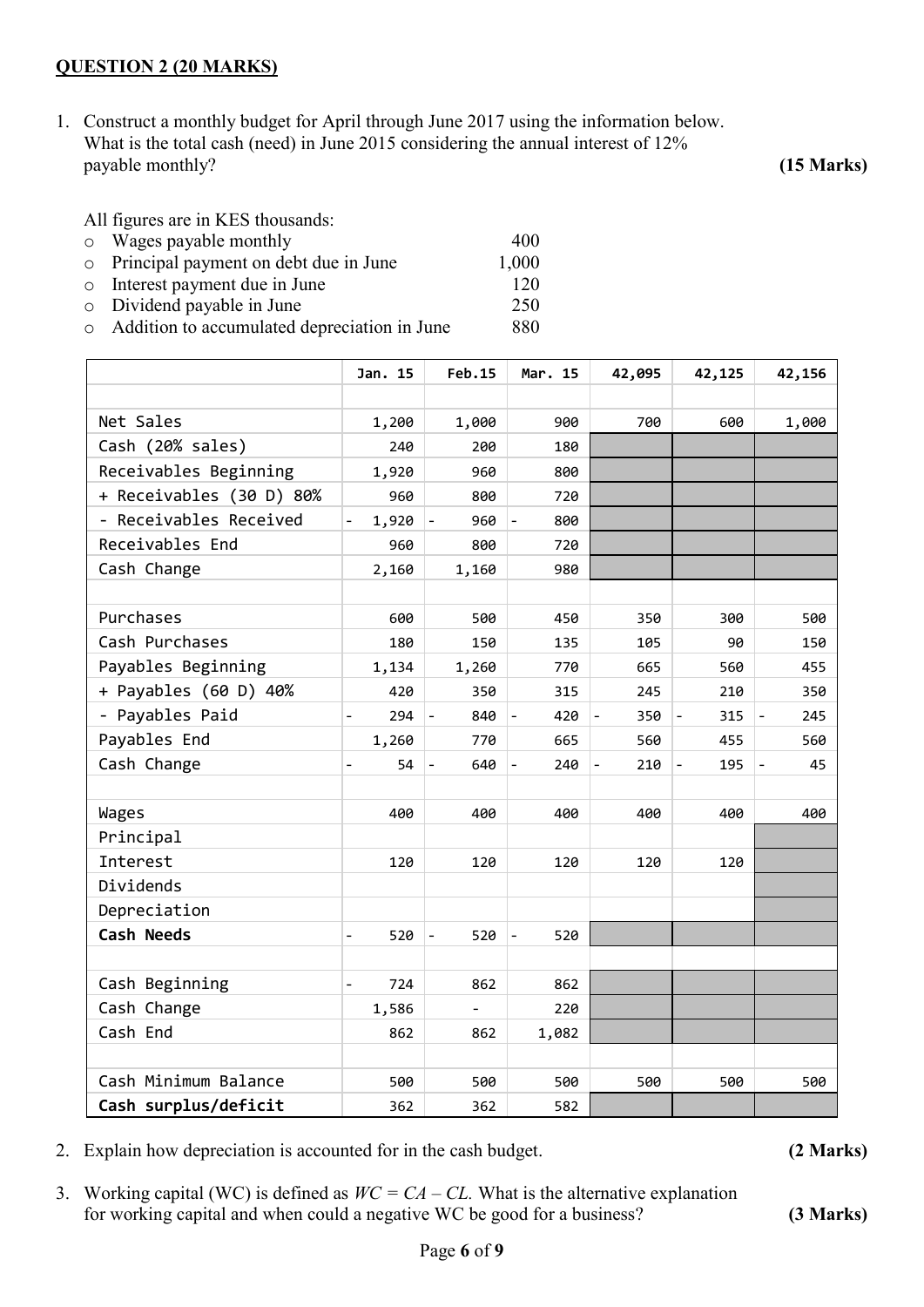**QUESTION 2 (20 MARKS)**

1. Construct a monthly budget for April through June 2017 using the information below. What is the total cash (need) in June 2015 considering the annual interest of 12% payable monthly? **(15 Marks)**

All figures are in KES thousands:

- Wages payable monthly 400
- Principal payment on debt due in June 1,000
- Interest payment due in June 120
- Dividend payable in June 250
- Addition to accumulated depreciation in June 880

| | Jan. 15 | Feb.15 | Mar. 15 | 42,095 | 42,125 | 42,156 |
|---|---|---|---|---|---|---|
| | | | | | | |
| Net Sales | 1,200 | 1,000 | 900 | 700 | 600 | 1,000 |
| Cash (20% sales) | 240 | 200 | 180 | | | |
| Receivables Beginning | 1,920 | 960 | 800 | | | |
| + Receivables (30 D) 80% | 960 | 800 | 720 | | | |
| - Receivables Received | - 1,920 | - 960 | - 800 | | | |
| Receivables End | 960 | 800 | 720 | | | |
| Cash Change | 2,160 | 1,160 | 980 | | | |
| | | | | | | |
| Purchases | 600 | 500 | 450 | 350 | 300 | 500 |
| Cash Purchases | 180 | 150 | 135 | 105 | 90 | 150 |
| Payables Beginning | 1,134 | 1,260 | 770 | 665 | 560 | 455 |
| + Payables (60 D) 40% | 420 | 350 | 315 | 245 | 210 | 350 |
| - Payables Paid | - 294 | - 840 | - 420 | - 350 | - 315 | - 245 |
| Payables End | 1,260 | 770 | 665 | 560 | 455 | 560 |
| Cash Change | - 54 | - 640 | - 240 | - 210 | - 195 | - 45 |
| | | | | | | |
| Wages | 400 | 400 | 400 | 400 | 400 | 400 |
| Principal | | | | | | |
| Interest | 120 | 120 | 120 | 120 | 120 | |
| Dividends | | | | | | |
| Depreciation | | | | | | |
| **Cash Needs** | - 520 | - 520 | - 520 | | | |
| | | | | | | |
| Cash Beginning | - 724 | 862 | 862 | | | |
| Cash Change | 1,586 | - | 220 | | | |
| Cash End | 862 | 862 | 1,082 | | | |
| | | | | | | |
| Cash Minimum Balance | 500 | 500 | 500 | 500 | 500 | 500 |
| **Cash surplus/deficit** | 362 | 362 | 582 | | | |

2. Explain how depreciation is accounted for in the cash budget. **(2 Marks)**

3. Working capital (WC) is defined as $WC = CA – CL$. What is the alternative explanation for working capital and when could a negative WC be good for a business? **(3 Marks)**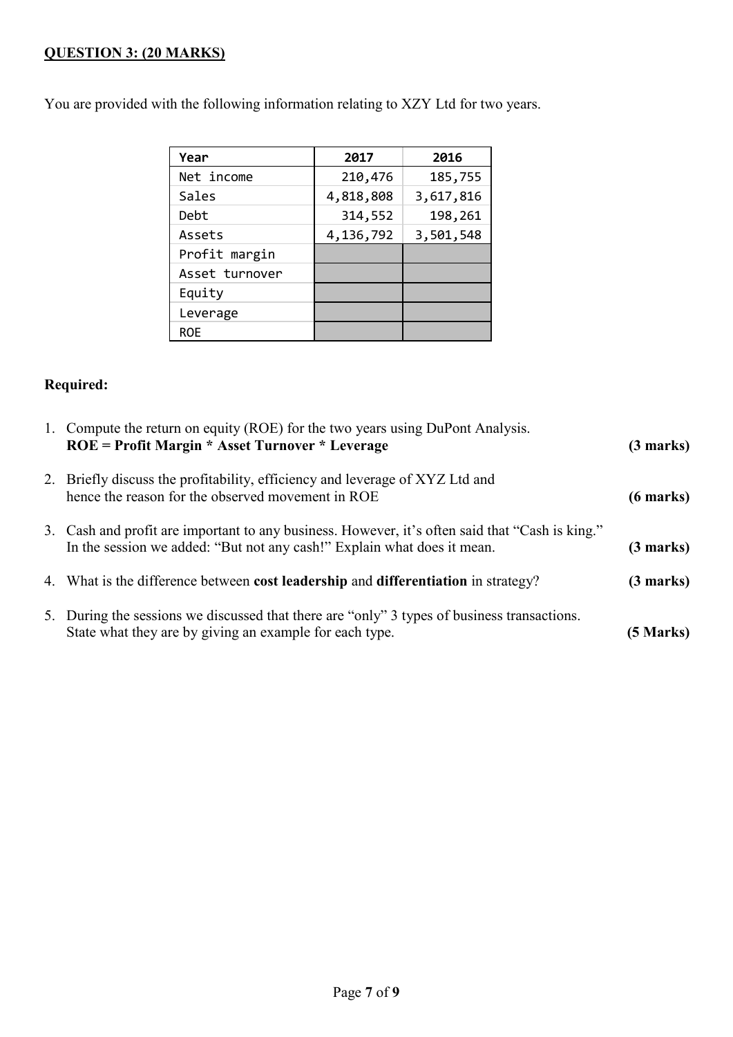**QUESTION 3: (20 MARKS)**

You are provided with the following information relating to XZY Ltd for two years.

| Year | 2017 | 2016 |
|---|---|---|
| Net income | 210,476 | 185,755 |
| Sales | 4,818,808 | 3,617,816 |
| Debt | 314,552 | 198,261 |
| Assets | 4,136,792 | 3,501,548 |
| Profit margin | | |
| Asset turnover | | |
| Equity | | |
| Leverage | | |
| ROE | | |

**Required:**

1. Compute the return on equity (ROE) for the two years using DuPont Analysis. **ROE = Profit Margin * Asset Turnover * Leverage** **(3 marks)**

2. Briefly discuss the profitability, efficiency and leverage of XYZ Ltd and hence the reason for the observed movement in ROE **(6 marks)**

3. Cash and profit are important to any business. However, it's often said that "Cash is king." In the session we added: "But not any cash!" Explain what does it mean. **(3 marks)**

4. What is the difference between **cost leadership** and **differentiation** in strategy? **(3 marks)**

5. During the sessions we discussed that there are "only" 3 types of business transactions. State what they are by giving an example for each type. **(5 Marks)**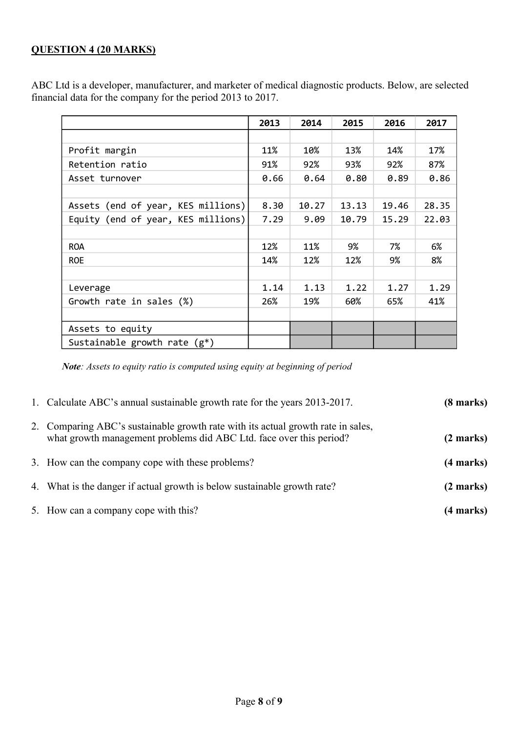**QUESTION 4 (20 MARKS)**

ABC Ltd is a developer, manufacturer, and marketer of medical diagnostic products. Below, are selected financial data for the company for the period 2013 to 2017.

| | 2013 | 2014 | 2015 | 2016 | 2017 |
|---|---|---|---|---|---|
| | | | | | |
| Profit margin | 11% | 10% | 13% | 14% | 17% |
| Retention ratio | 91% | 92% | 93% | 92% | 87% |
| Asset turnover | 0.66 | 0.64 | 0.80 | 0.89 | 0.86 |
| | | | | | |
| Assets (end of year, KES millions) | 8.30 | 10.27 | 13.13 | 19.46 | 28.35 |
| Equity (end of year, KES millions) | 7.29 | 9.09 | 10.79 | 15.29 | 22.03 |
| | | | | | |
| ROA | 12% | 11% | 9% | 7% | 6% |
| ROE | 14% | 12% | 12% | 9% | 8% |
| | | | | | |
| Leverage | 1.14 | 1.13 | 1.22 | 1.27 | 1.29 |
| Growth rate in sales (%) | 26% | 19% | 60% | 65% | 41% |
| | | | | | |
| Assets to equity | | | | | |
| Sustainable growth rate (g*) | | | | | |

***Note**: Assets to equity ratio is computed using equity at beginning of period*

1. Calculate ABC's annual sustainable growth rate for the years 2013-2017. **(8 marks)**
2. Comparing ABC's sustainable growth rate with its actual growth rate in sales, what growth management problems did ABC Ltd. face over this period? **(2 marks)**
3. How can the company cope with these problems? **(4 marks)**
4. What is the danger if actual growth is below sustainable growth rate? **(2 marks)**
5. How can a company cope with this? **(4 marks)**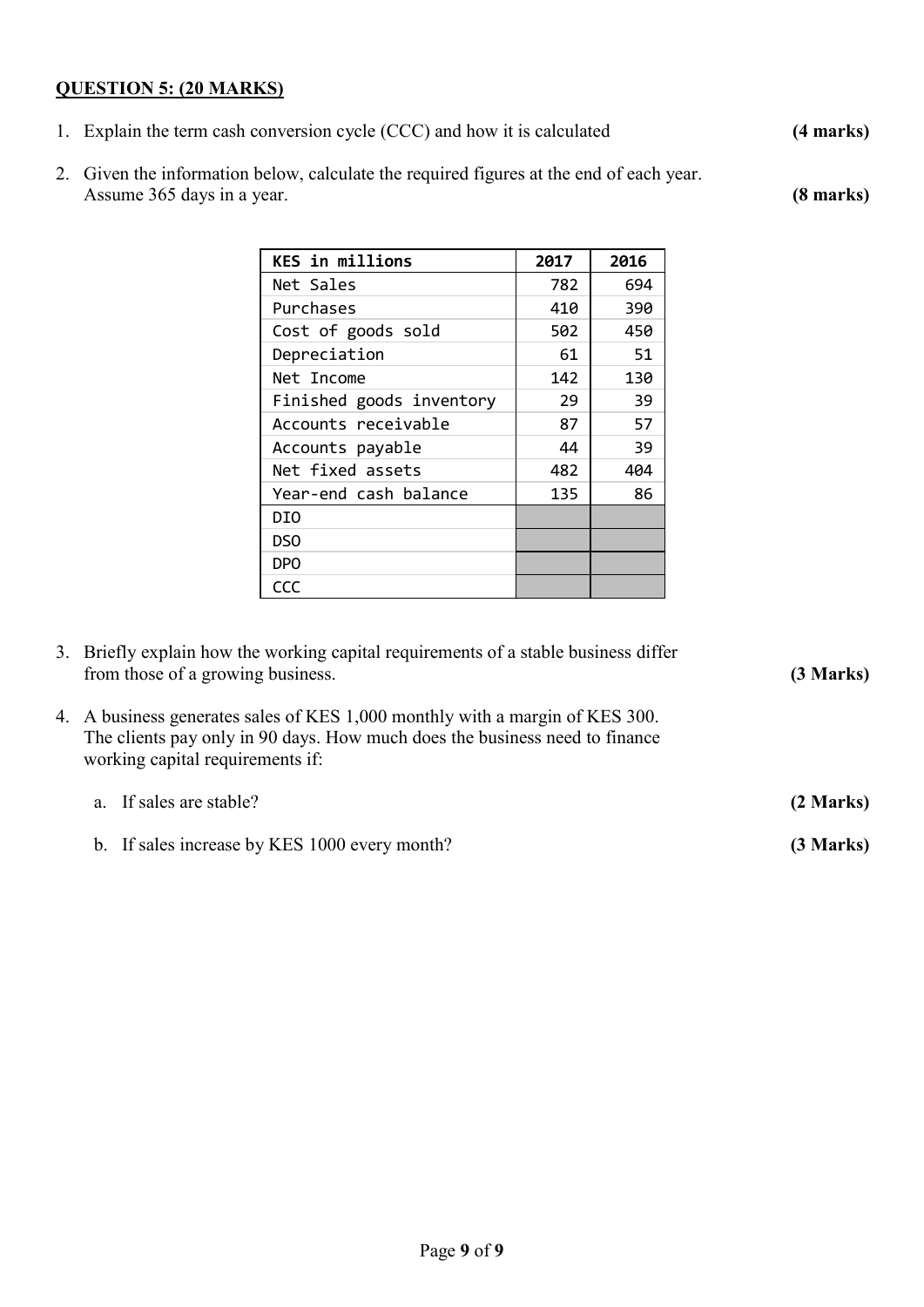**QUESTION 5: (20 MARKS)**

1. Explain the term cash conversion cycle (CCC) and how it is calculated **(4 marks)**

2. Given the information below, calculate the required figures at the end of each year. Assume 365 days in a year. **(8 marks)**

| KES in millions | 2017 | 2016 |
|---|---|---|
| Net Sales | 782 | 694 |
| Purchases | 410 | 390 |
| Cost of goods sold | 502 | 450 |
| Depreciation | 61 | 51 |
| Net Income | 142 | 130 |
| Finished goods inventory | 29 | 39 |
| Accounts receivable | 87 | 57 |
| Accounts payable | 44 | 39 |
| Net fixed assets | 482 | 404 |
| Year-end cash balance | 135 | 86 |
| DIO | | |
| DSO | | |
| DPO | | |
| CCC | | |

3. Briefly explain how the working capital requirements of a stable business differ from those of a growing business. **(3 Marks)**

4. A business generates sales of KES 1,000 monthly with a margin of KES 300. The clients pay only in 90 days. How much does the business need to finance working capital requirements if:

   a. If sales are stable? **(2 Marks)**

   b. If sales increase by KES 1000 every month? **(3 Marks)**